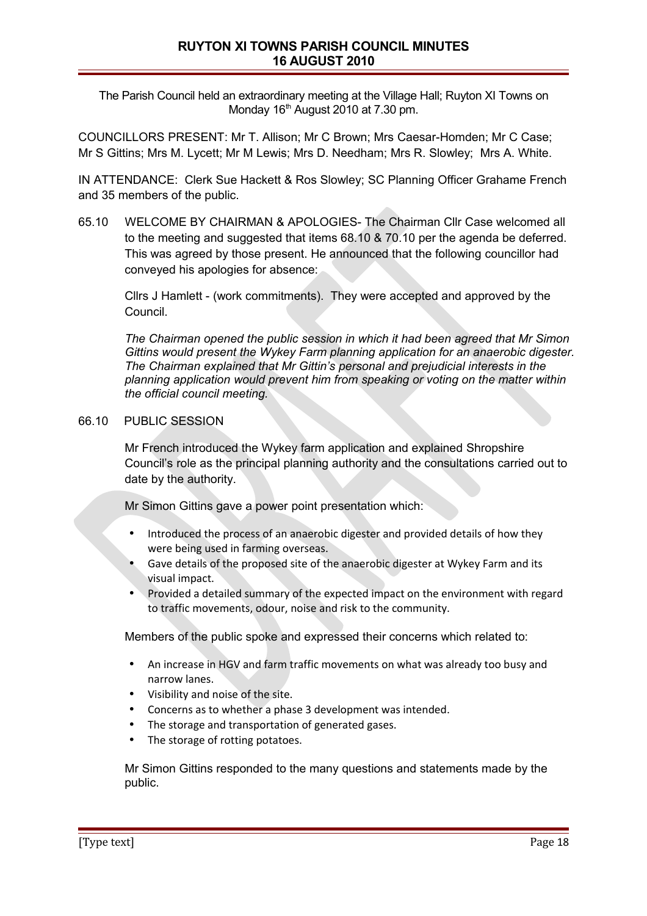# RUYTON XI TOWNS PARISH COUNCIL MINUTES
## 16 AUGUST 2010

The Parish Council held an extraordinary meeting at the Village Hall; Ruyton XI Towns on Monday 16th August 2010 at 7.30 pm.

COUNCILLORS PRESENT: Mr T. Allison; Mr C Brown; Mrs Caesar-Homden; Mr C Case; Mr S Gittins; Mrs M. Lycett; Mr M Lewis; Mrs D. Needham; Mrs R. Slowley; Mrs A. White.

IN ATTENDANCE: Clerk Sue Hackett & Ros Slowley; SC Planning Officer Grahame French and 35 members of the public.

65.10 WELCOME BY CHAIRMAN & APOLOGIES- The Chairman Cllr Case welcomed all to the meeting and suggested that items 68.10 & 70.10 per the agenda be deferred. This was agreed by those present. He announced that the following councillor had conveyed his apologies for absence:

Cllrs J Hamlett - (work commitments). They were accepted and approved by the Council.

*The Chairman opened the public session in which it had been agreed that Mr Simon Gittins would present the Wykey Farm planning application for an anaerobic digester. The Chairman explained that Mr Gittin's personal and prejudicial interests in the planning application would prevent him from speaking or voting on the matter within the official council meeting.*

66.10 PUBLIC SESSION

Mr French introduced the Wykey farm application and explained Shropshire Council's role as the principal planning authority and the consultations carried out to date by the authority.

Mr Simon Gittins gave a power point presentation which:

- Introduced the process of an anaerobic digester and provided details of how they were being used in farming overseas.
- Gave details of the proposed site of the anaerobic digester at Wykey Farm and its visual impact.
- Provided a detailed summary of the expected impact on the environment with regard to traffic movements, odour, noise and risk to the community.

Members of the public spoke and expressed their concerns which related to:

- An increase in HGV and farm traffic movements on what was already too busy and narrow lanes.
- Visibility and noise of the site.
- Concerns as to whether a phase 3 development was intended.
- The storage and transportation of generated gases.
- The storage of rotting potatoes.

Mr Simon Gittins responded to the many questions and statements made by the public.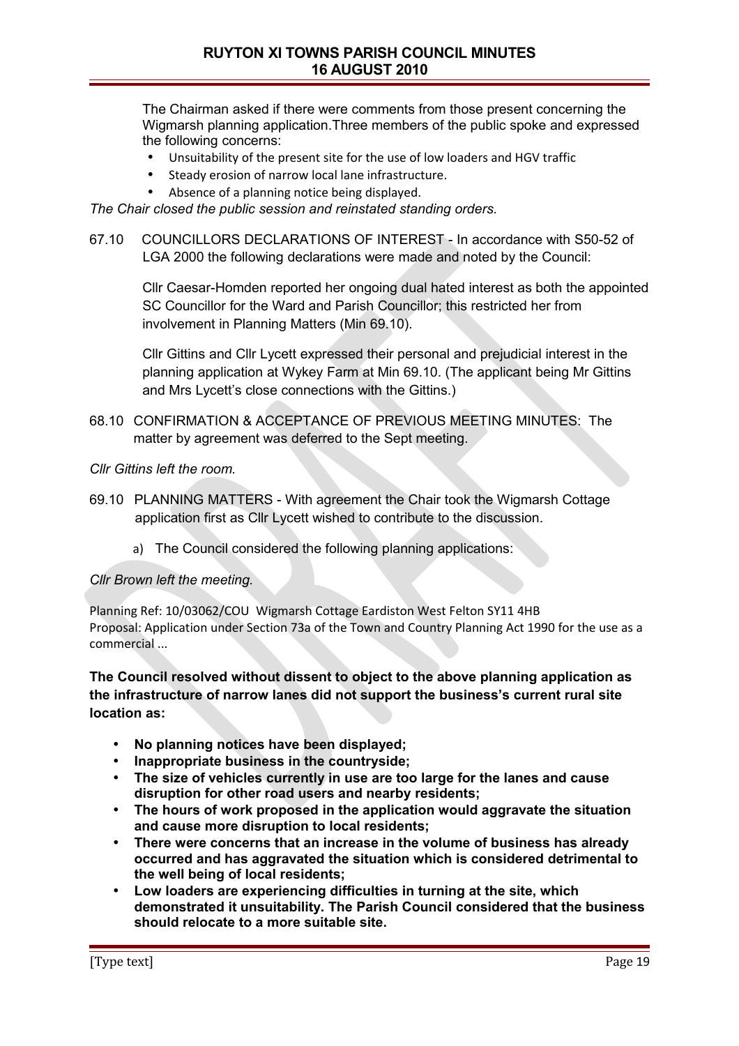The Chairman asked if there were comments from those present concerning the Wigmarsh planning application.Three members of the public spoke and expressed the following concerns:

- Unsuitability of the present site for the use of low loaders and HGV traffic
- Steady erosion of narrow local lane infrastructure.
- Absence of a planning notice being displayed.

*The Chair closed the public session and reinstated standing orders.*

67.10 COUNCILLORS DECLARATIONS OF INTEREST - In accordance with S50-52 of LGA 2000 the following declarations were made and noted by the Council:

Cllr Caesar-Homden reported her ongoing dual hated interest as both the appointed SC Councillor for the Ward and Parish Councillor; this restricted her from involvement in Planning Matters (Min 69.10).

Cllr Gittins and Cllr Lycett expressed their personal and prejudicial interest in the planning application at Wykey Farm at Min 69.10. (The applicant being Mr Gittins and Mrs Lycett's close connections with the Gittins.)

68.10 CONFIRMATION & ACCEPTANCE OF PREVIOUS MEETING MINUTES: The matter by agreement was deferred to the Sept meeting.

*Cllr Gittins left the room.*

69.10 PLANNING MATTERS - With agreement the Chair took the Wigmarsh Cottage application first as Cllr Lycett wished to contribute to the discussion.

a) The Council considered the following planning applications:

*Cllr Brown left the meeting.*

Planning Ref: 10/03062/COU Wigmarsh Cottage Eardiston West Felton SY11 4HB
Proposal: Application under Section 73a of the Town and Country Planning Act 1990 for the use as a commercial ...

**The Council resolved without dissent to object to the above planning application as the infrastructure of narrow lanes did not support the business's current rural site location as:**

- **No planning notices have been displayed;**
- **Inappropriate business in the countryside;**
- **The size of vehicles currently in use are too large for the lanes and cause disruption for other road users and nearby residents;**
- **The hours of work proposed in the application would aggravate the situation and cause more disruption to local residents;**
- **There were concerns that an increase in the volume of business has already occurred and has aggravated the situation which is considered detrimental to the well being of local residents;**
- **Low loaders are experiencing difficulties in turning at the site, which demonstrated it unsuitability. The Parish Council considered that the business should relocate to a more suitable site.**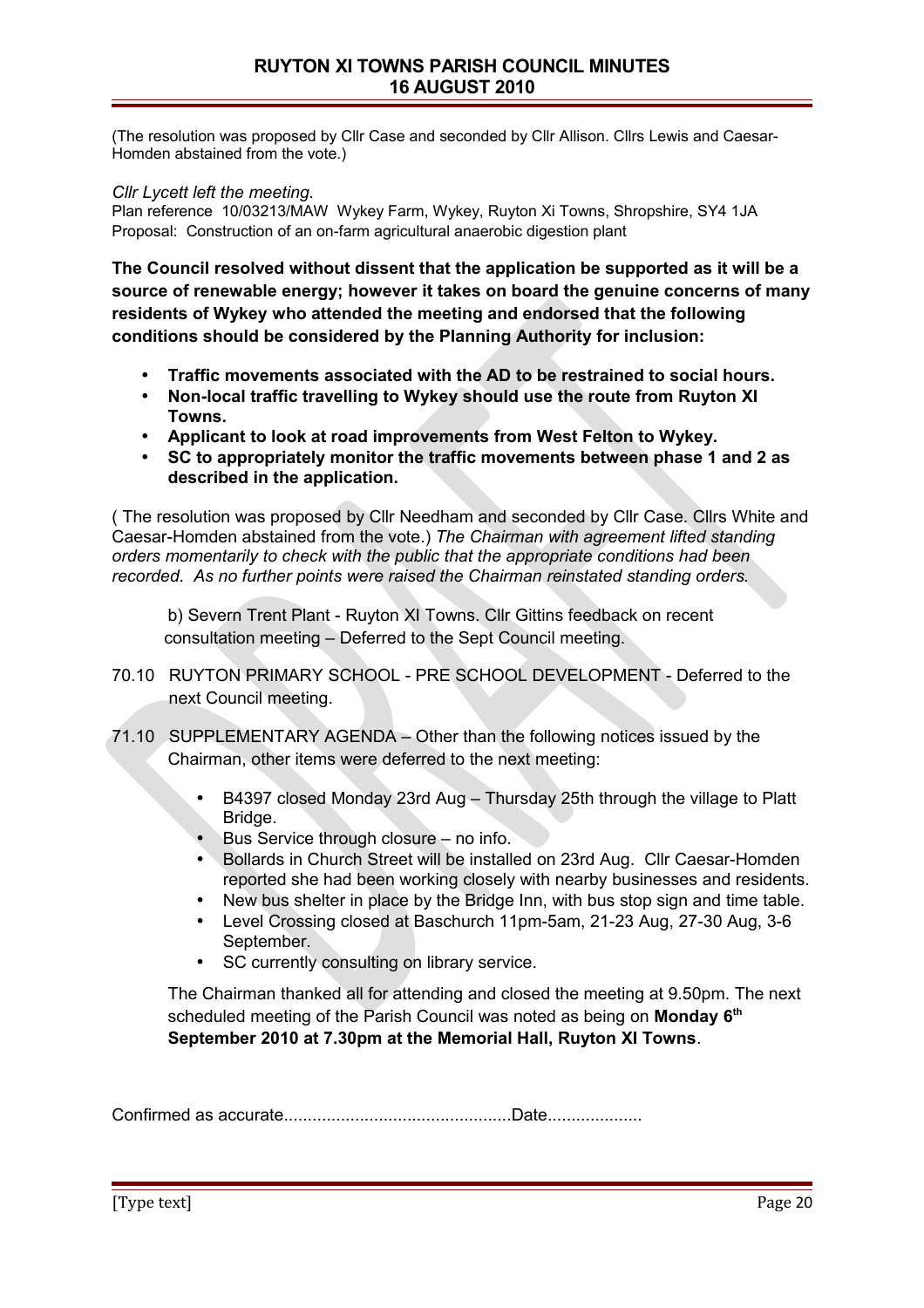(The resolution was proposed by Cllr Case and seconded by Cllr Allison. Cllrs Lewis and Caesar-Homden abstained from the vote.)

*Cllr Lycett left the meeting.*

Plan reference 10/03213/MAW Wykey Farm, Wykey, Ruyton Xi Towns, Shropshire, SY4 1JA
Proposal: Construction of an on-farm agricultural anaerobic digestion plant

**The Council resolved without dissent that the application be supported as it will be a source of renewable energy; however it takes on board the genuine concerns of many residents of Wykey who attended the meeting and endorsed that the following conditions should be considered by the Planning Authority for inclusion:**

- **Traffic movements associated with the AD to be restrained to social hours.**
- **Non-local traffic travelling to Wykey should use the route from Ruyton XI Towns.**
- **Applicant to look at road improvements from West Felton to Wykey.**
- **SC to appropriately monitor the traffic movements between phase 1 and 2 as described in the application.**

( The resolution was proposed by Cllr Needham and seconded by Cllr Case. Cllrs White and Caesar-Homden abstained from the vote.) *The Chairman with agreement lifted standing orders momentarily to check with the public that the appropriate conditions had been recorded. As no further points were raised the Chairman reinstated standing orders.*

b) Severn Trent Plant - Ruyton XI Towns. Cllr Gittins feedback on recent consultation meeting – Deferred to the Sept Council meeting.

70.10 RUYTON PRIMARY SCHOOL - PRE SCHOOL DEVELOPMENT - Deferred to the next Council meeting.

71.10 SUPPLEMENTARY AGENDA – Other than the following notices issued by the Chairman, other items were deferred to the next meeting:

- B4397 closed Monday 23rd Aug – Thursday 25th through the village to Platt Bridge.
- Bus Service through closure – no info.
- Bollards in Church Street will be installed on 23rd Aug. Cllr Caesar-Homden reported she had been working closely with nearby businesses and residents.
- New bus shelter in place by the Bridge Inn, with bus stop sign and time table.
- Level Crossing closed at Baschurch 11pm-5am, 21-23 Aug, 27-30 Aug, 3-6 September.
- SC currently consulting on library service.

The Chairman thanked all for attending and closed the meeting at 9.50pm. The next scheduled meeting of the Parish Council was noted as being on **Monday 6th September 2010 at 7.30pm at the Memorial Hall, Ruyton XI Towns**.

Confirmed as accurate...............................................Date....................